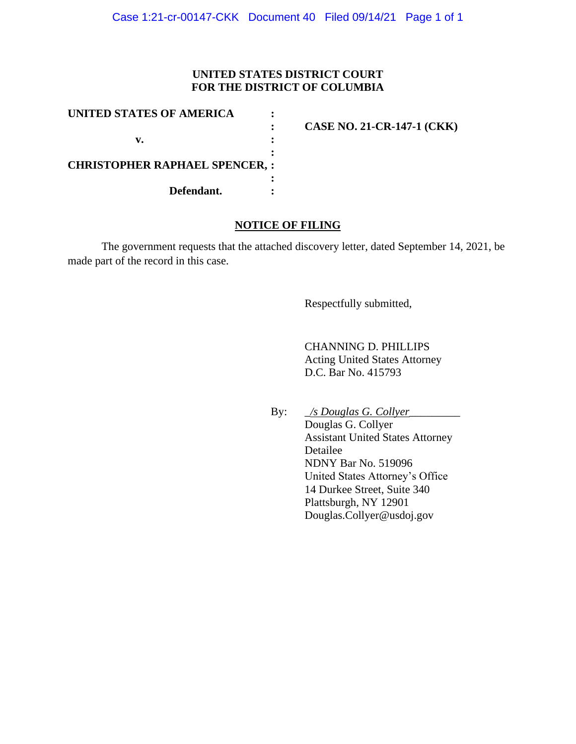**UNITED STATES DISTRICT COURT**
**FOR THE DISTRICT OF COLUMBIA**

| | | |
|---|---|---|
| **UNITED STATES OF AMERICA** | : | |
| | : | **CASE NO. 21-CR-147-1 (CKK)** |
| **v.** | : | |
| | : | |
| **CHRISTOPHER RAPHAEL SPENCER,** | : | |
| | : | |
| **Defendant.** | : | |

## NOTICE OF FILING

The government requests that the attached discovery letter, dated September 14, 2021, be made part of the record in this case.

Respectfully submitted,

CHANNING D. PHILLIPS
Acting United States Attorney
D.C. Bar No. 415793

By: _/s Douglas G. Collyer_
Douglas G. Collyer
Assistant United States Attorney
Detailee
NDNY Bar No. 519096
United States Attorney's Office
14 Durkee Street, Suite 340
Plattsburgh, NY 12901
Douglas.Collyer@usdoj.gov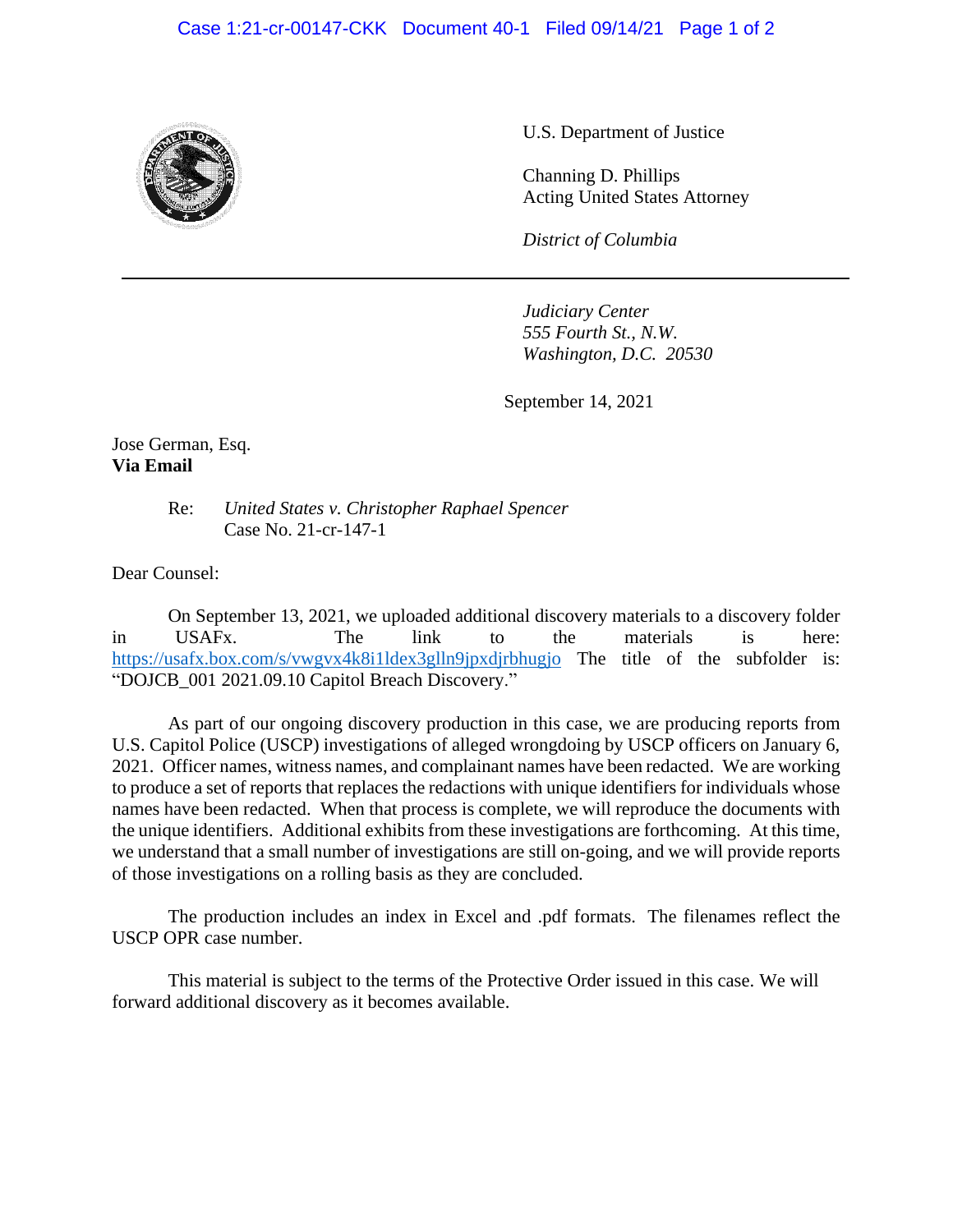U.S. Department of Justice

Channing D. Phillips
Acting United States Attorney

*District of Columbia*

---

*Judiciary Center*
*555 Fourth St., N.W.*
*Washington, D.C. 20530*

September 14, 2021

Jose German, Esq.
**Via Email**

Re: *United States v. Christopher Raphael Spencer*
Case No. 21-cr-147-1

Dear Counsel:

On September 13, 2021, we uploaded additional discovery materials to a discovery folder in USAFx. The link to the materials is here: https://usafx.box.com/s/vwgvx4k8i1ldex3glln9jpxdjrbhugjo The title of the subfolder is: "DOJCB_001 2021.09.10 Capitol Breach Discovery."

As part of our ongoing discovery production in this case, we are producing reports from U.S. Capitol Police (USCP) investigations of alleged wrongdoing by USCP officers on January 6, 2021. Officer names, witness names, and complainant names have been redacted. We are working to produce a set of reports that replaces the redactions with unique identifiers for individuals whose names have been redacted. When that process is complete, we will reproduce the documents with the unique identifiers. Additional exhibits from these investigations are forthcoming. At this time, we understand that a small number of investigations are still on-going, and we will provide reports of those investigations on a rolling basis as they are concluded.

The production includes an index in Excel and .pdf formats. The filenames reflect the USCP OPR case number.

This material is subject to the terms of the Protective Order issued in this case. We will forward additional discovery as it becomes available.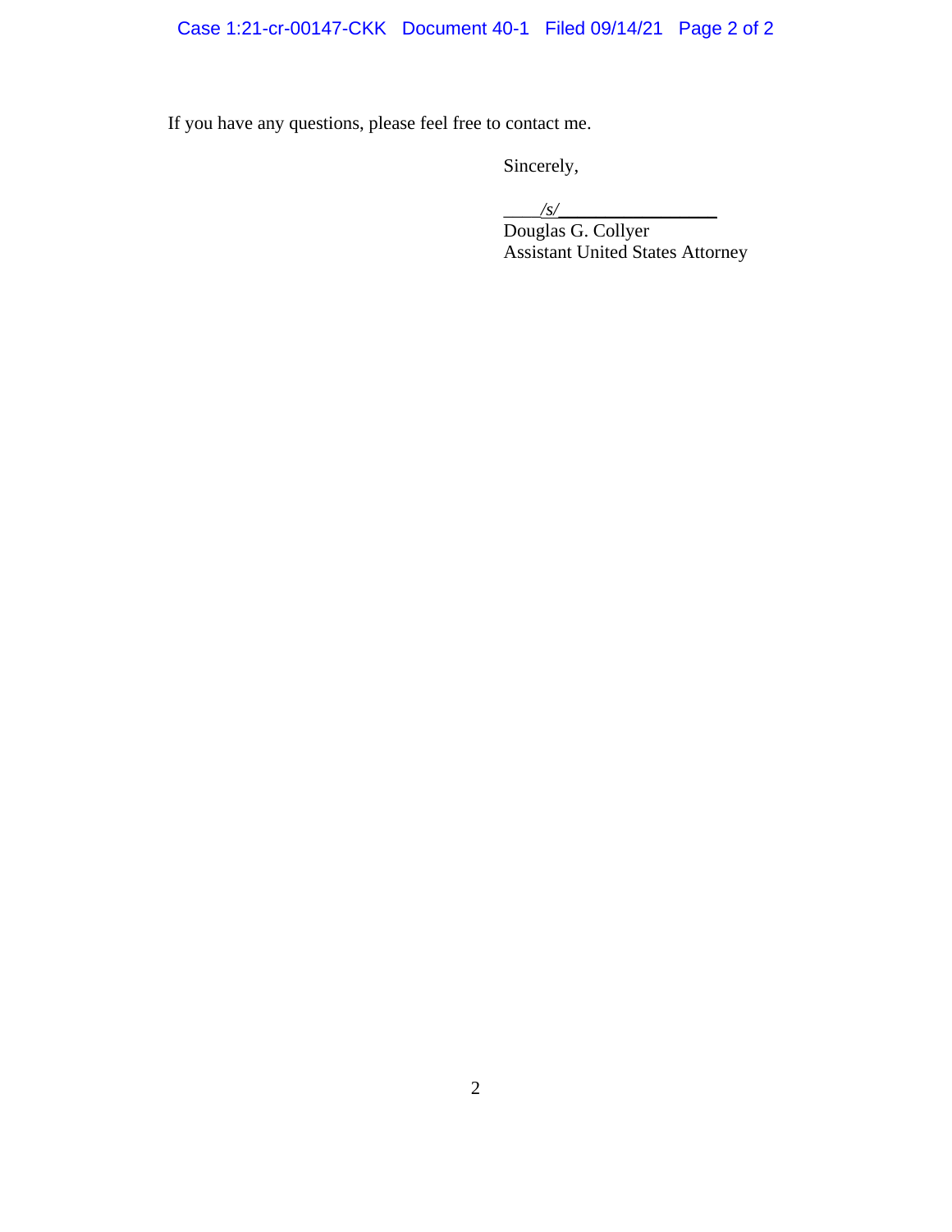If you have any questions, please feel free to contact me.

Sincerely,

*/s/*

Douglas G. Collyer
Assistant United States Attorney